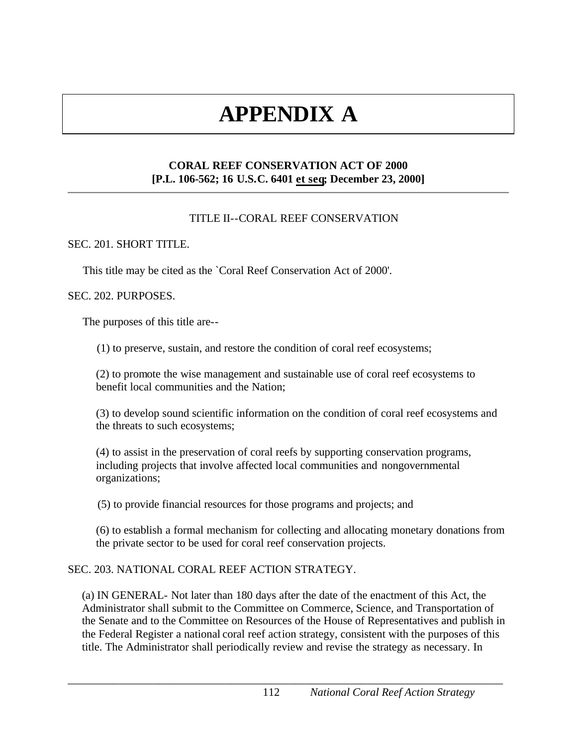# APPENDIX A

**CORAL REEF CONSERVATION ACT OF 2000**
**[P.L. 106-562; 16 U.S.C. 6401 et seq; December 23, 2000]**

---

TITLE II--CORAL REEF CONSERVATION

SEC. 201. SHORT TITLE.

This title may be cited as the `Coral Reef Conservation Act of 2000'.

SEC. 202. PURPOSES.

The purposes of this title are--

(1) to preserve, sustain, and restore the condition of coral reef ecosystems;

(2) to promote the wise management and sustainable use of coral reef ecosystems to benefit local communities and the Nation;

(3) to develop sound scientific information on the condition of coral reef ecosystems and the threats to such ecosystems;

(4) to assist in the preservation of coral reefs by supporting conservation programs, including projects that involve affected local communities and nongovernmental organizations;

(5) to provide financial resources for those programs and projects; and

(6) to establish a formal mechanism for collecting and allocating monetary donations from the private sector to be used for coral reef conservation projects.

SEC. 203. NATIONAL CORAL REEF ACTION STRATEGY.

(a) IN GENERAL- Not later than 180 days after the date of the enactment of this Act, the Administrator shall submit to the Committee on Commerce, Science, and Transportation of the Senate and to the Committee on Resources of the House of Representatives and publish in the Federal Register a national coral reef action strategy, consistent with the purposes of this title. The Administrator shall periodically review and revise the strategy as necessary. In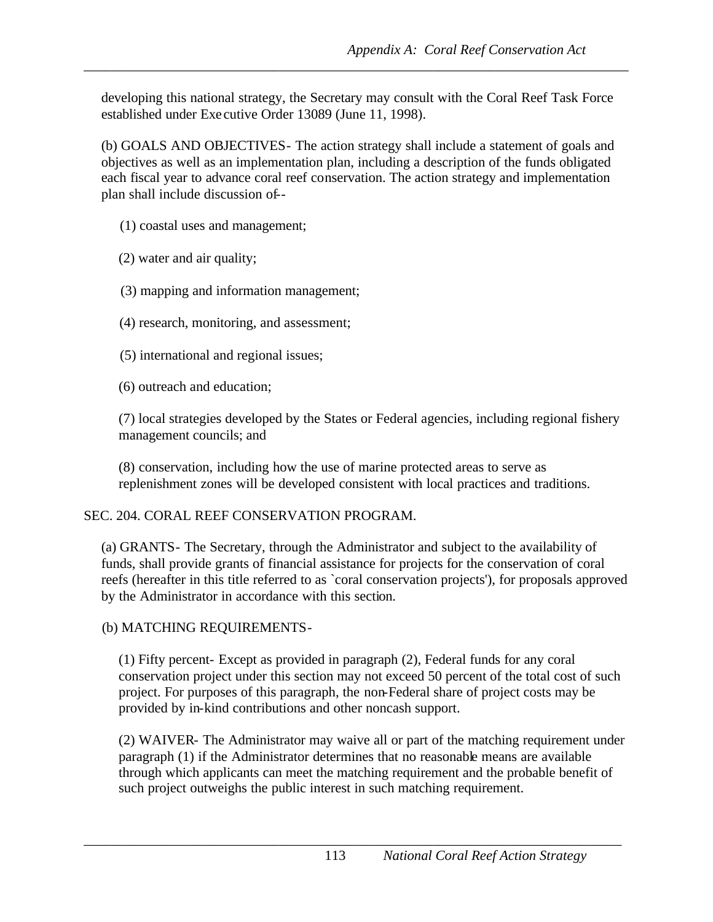developing this national strategy, the Secretary may consult with the Coral Reef Task Force established under Executive Order 13089 (June 11, 1998).

(b) GOALS AND OBJECTIVES- The action strategy shall include a statement of goals and objectives as well as an implementation plan, including a description of the funds obligated each fiscal year to advance coral reef conservation. The action strategy and implementation plan shall include discussion of--

(1) coastal uses and management;

(2) water and air quality;

(3) mapping and information management;

(4) research, monitoring, and assessment;

(5) international and regional issues;

(6) outreach and education;

(7) local strategies developed by the States or Federal agencies, including regional fishery management councils; and

(8) conservation, including how the use of marine protected areas to serve as replenishment zones will be developed consistent with local practices and traditions.

SEC. 204. CORAL REEF CONSERVATION PROGRAM.

(a) GRANTS- The Secretary, through the Administrator and subject to the availability of funds, shall provide grants of financial assistance for projects for the conservation of coral reefs (hereafter in this title referred to as `coral conservation projects'), for proposals approved by the Administrator in accordance with this section.

(b) MATCHING REQUIREMENTS-

(1) Fifty percent- Except as provided in paragraph (2), Federal funds for any coral conservation project under this section may not exceed 50 percent of the total cost of such project. For purposes of this paragraph, the non-Federal share of project costs may be provided by in-kind contributions and other noncash support.

(2) WAIVER- The Administrator may waive all or part of the matching requirement under paragraph (1) if the Administrator determines that no reasonable means are available through which applicants can meet the matching requirement and the probable benefit of such project outweighs the public interest in such matching requirement.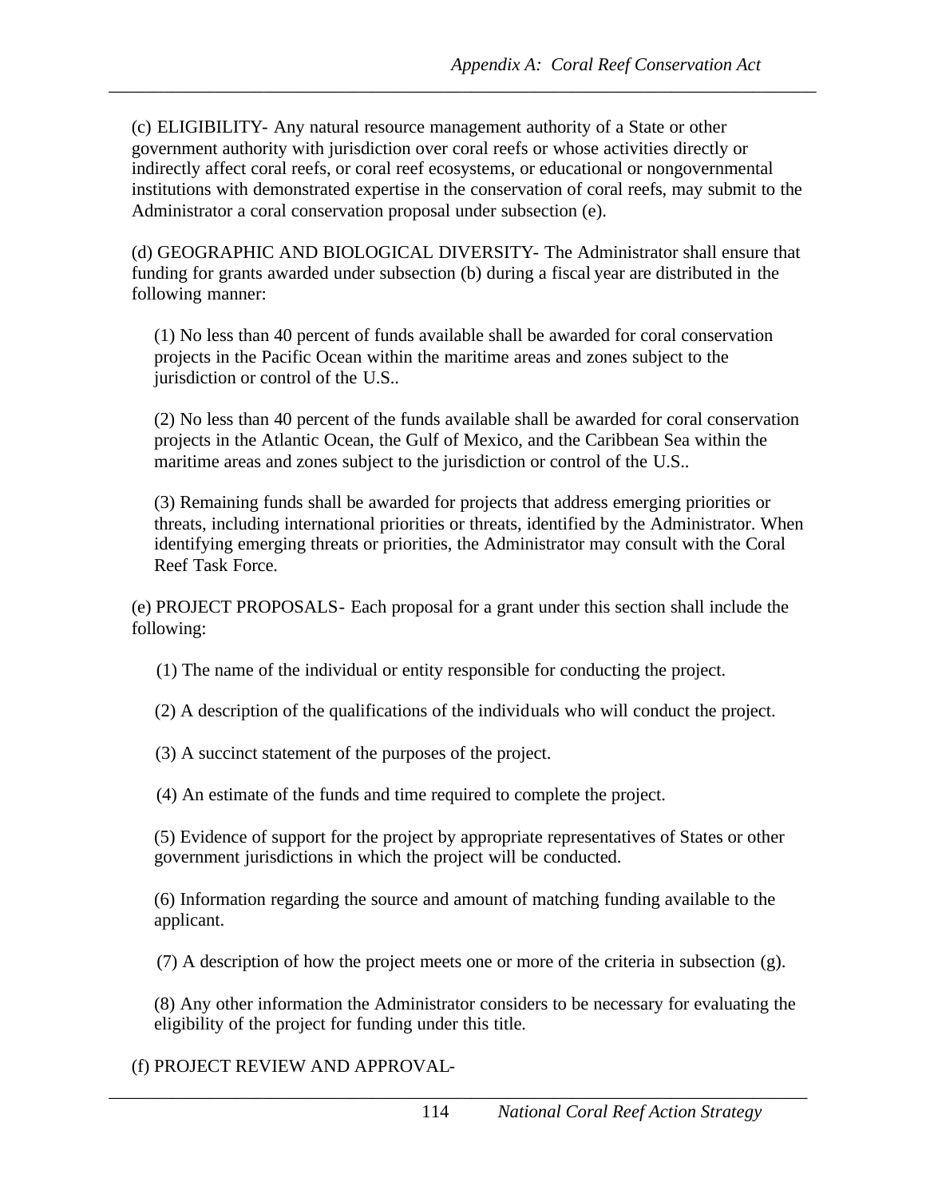(c) ELIGIBILITY- Any natural resource management authority of a State or other government authority with jurisdiction over coral reefs or whose activities directly or indirectly affect coral reefs, or coral reef ecosystems, or educational or nongovernmental institutions with demonstrated expertise in the conservation of coral reefs, may submit to the Administrator a coral conservation proposal under subsection (e).

(d) GEOGRAPHIC AND BIOLOGICAL DIVERSITY- The Administrator shall ensure that funding for grants awarded under subsection (b) during a fiscal year are distributed in the following manner:

(1) No less than 40 percent of funds available shall be awarded for coral conservation projects in the Pacific Ocean within the maritime areas and zones subject to the jurisdiction or control of the U.S..

(2) No less than 40 percent of the funds available shall be awarded for coral conservation projects in the Atlantic Ocean, the Gulf of Mexico, and the Caribbean Sea within the maritime areas and zones subject to the jurisdiction or control of the U.S..

(3) Remaining funds shall be awarded for projects that address emerging priorities or threats, including international priorities or threats, identified by the Administrator. When identifying emerging threats or priorities, the Administrator may consult with the Coral Reef Task Force.

(e) PROJECT PROPOSALS- Each proposal for a grant under this section shall include the following:

(1) The name of the individual or entity responsible for conducting the project.

(2) A description of the qualifications of the individuals who will conduct the project.

(3) A succinct statement of the purposes of the project.

(4) An estimate of the funds and time required to complete the project.

(5) Evidence of support for the project by appropriate representatives of States or other government jurisdictions in which the project will be conducted.

(6) Information regarding the source and amount of matching funding available to the applicant.

(7) A description of how the project meets one or more of the criteria in subsection (g).

(8) Any other information the Administrator considers to be necessary for evaluating the eligibility of the project for funding under this title.

(f) PROJECT REVIEW AND APPROVAL-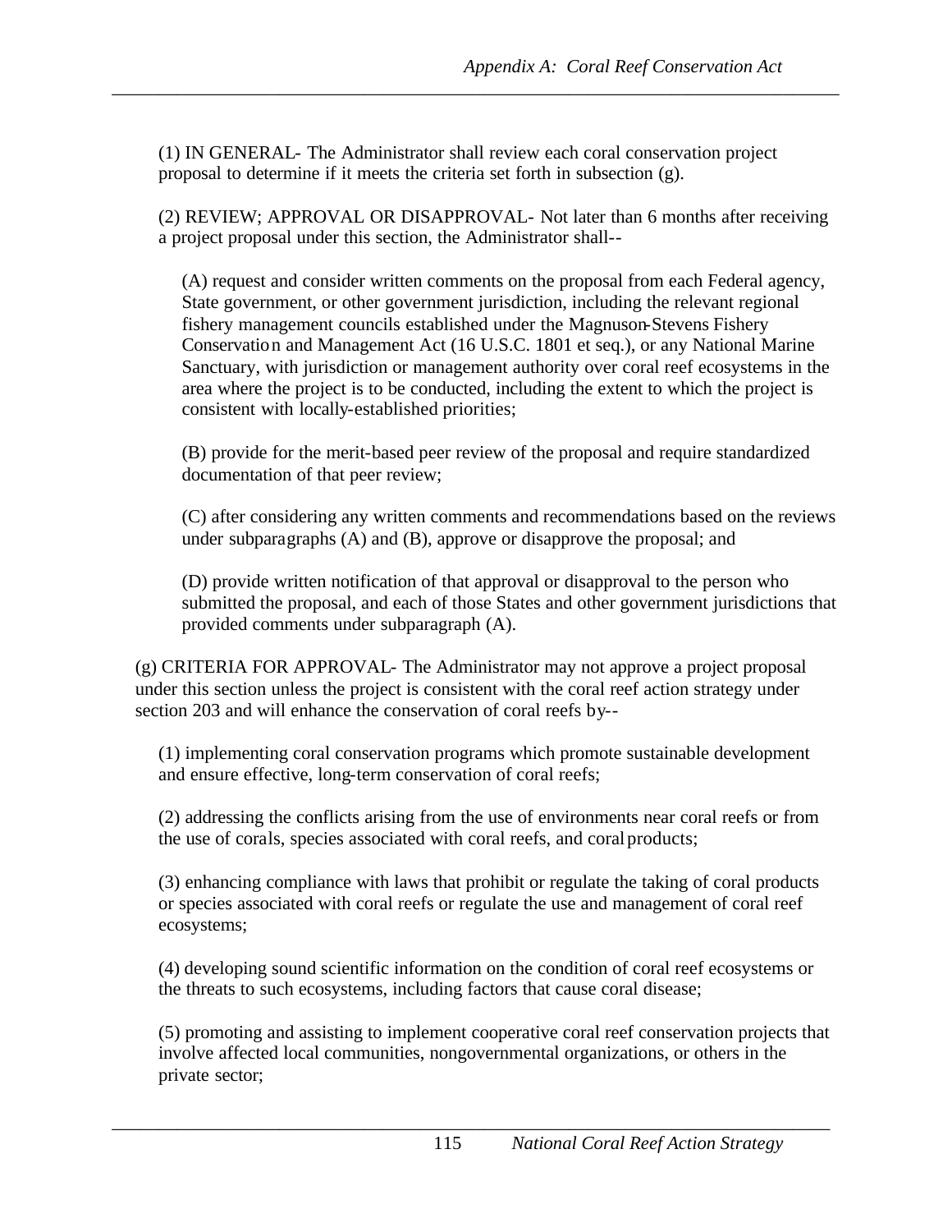(1) IN GENERAL- The Administrator shall review each coral conservation project proposal to determine if it meets the criteria set forth in subsection (g).

(2) REVIEW; APPROVAL OR DISAPPROVAL- Not later than 6 months after receiving a project proposal under this section, the Administrator shall--

(A) request and consider written comments on the proposal from each Federal agency, State government, or other government jurisdiction, including the relevant regional fishery management councils established under the Magnuson-Stevens Fishery Conservation and Management Act (16 U.S.C. 1801 et seq.), or any National Marine Sanctuary, with jurisdiction or management authority over coral reef ecosystems in the area where the project is to be conducted, including the extent to which the project is consistent with locally-established priorities;

(B) provide for the merit-based peer review of the proposal and require standardized documentation of that peer review;

(C) after considering any written comments and recommendations based on the reviews under subparagraphs (A) and (B), approve or disapprove the proposal; and

(D) provide written notification of that approval or disapproval to the person who submitted the proposal, and each of those States and other government jurisdictions that provided comments under subparagraph (A).

(g) CRITERIA FOR APPROVAL- The Administrator may not approve a project proposal under this section unless the project is consistent with the coral reef action strategy under section 203 and will enhance the conservation of coral reefs by--

(1) implementing coral conservation programs which promote sustainable development and ensure effective, long-term conservation of coral reefs;

(2) addressing the conflicts arising from the use of environments near coral reefs or from the use of corals, species associated with coral reefs, and coral products;

(3) enhancing compliance with laws that prohibit or regulate the taking of coral products or species associated with coral reefs or regulate the use and management of coral reef ecosystems;

(4) developing sound scientific information on the condition of coral reef ecosystems or the threats to such ecosystems, including factors that cause coral disease;

(5) promoting and assisting to implement cooperative coral reef conservation projects that involve affected local communities, nongovernmental organizations, or others in the private sector;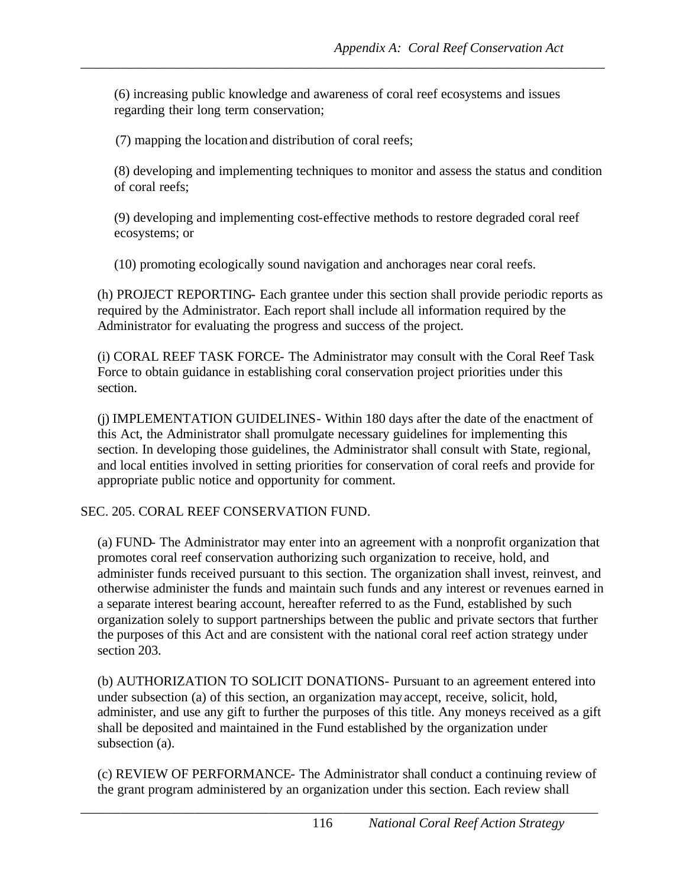(6) increasing public knowledge and awareness of coral reef ecosystems and issues regarding their long term conservation;

(7) mapping the location and distribution of coral reefs;

(8) developing and implementing techniques to monitor and assess the status and condition of coral reefs;

(9) developing and implementing cost-effective methods to restore degraded coral reef ecosystems; or

(10) promoting ecologically sound navigation and anchorages near coral reefs.

(h) PROJECT REPORTING- Each grantee under this section shall provide periodic reports as required by the Administrator. Each report shall include all information required by the Administrator for evaluating the progress and success of the project.

(i) CORAL REEF TASK FORCE- The Administrator may consult with the Coral Reef Task Force to obtain guidance in establishing coral conservation project priorities under this section.

(j) IMPLEMENTATION GUIDELINES- Within 180 days after the date of the enactment of this Act, the Administrator shall promulgate necessary guidelines for implementing this section. In developing those guidelines, the Administrator shall consult with State, regional, and local entities involved in setting priorities for conservation of coral reefs and provide for appropriate public notice and opportunity for comment.

SEC. 205. CORAL REEF CONSERVATION FUND.

(a) FUND- The Administrator may enter into an agreement with a nonprofit organization that promotes coral reef conservation authorizing such organization to receive, hold, and administer funds received pursuant to this section. The organization shall invest, reinvest, and otherwise administer the funds and maintain such funds and any interest or revenues earned in a separate interest bearing account, hereafter referred to as the Fund, established by such organization solely to support partnerships between the public and private sectors that further the purposes of this Act and are consistent with the national coral reef action strategy under section 203.

(b) AUTHORIZATION TO SOLICIT DONATIONS- Pursuant to an agreement entered into under subsection (a) of this section, an organization may accept, receive, solicit, hold, administer, and use any gift to further the purposes of this title. Any moneys received as a gift shall be deposited and maintained in the Fund established by the organization under subsection (a).

(c) REVIEW OF PERFORMANCE- The Administrator shall conduct a continuing review of the grant program administered by an organization under this section. Each review shall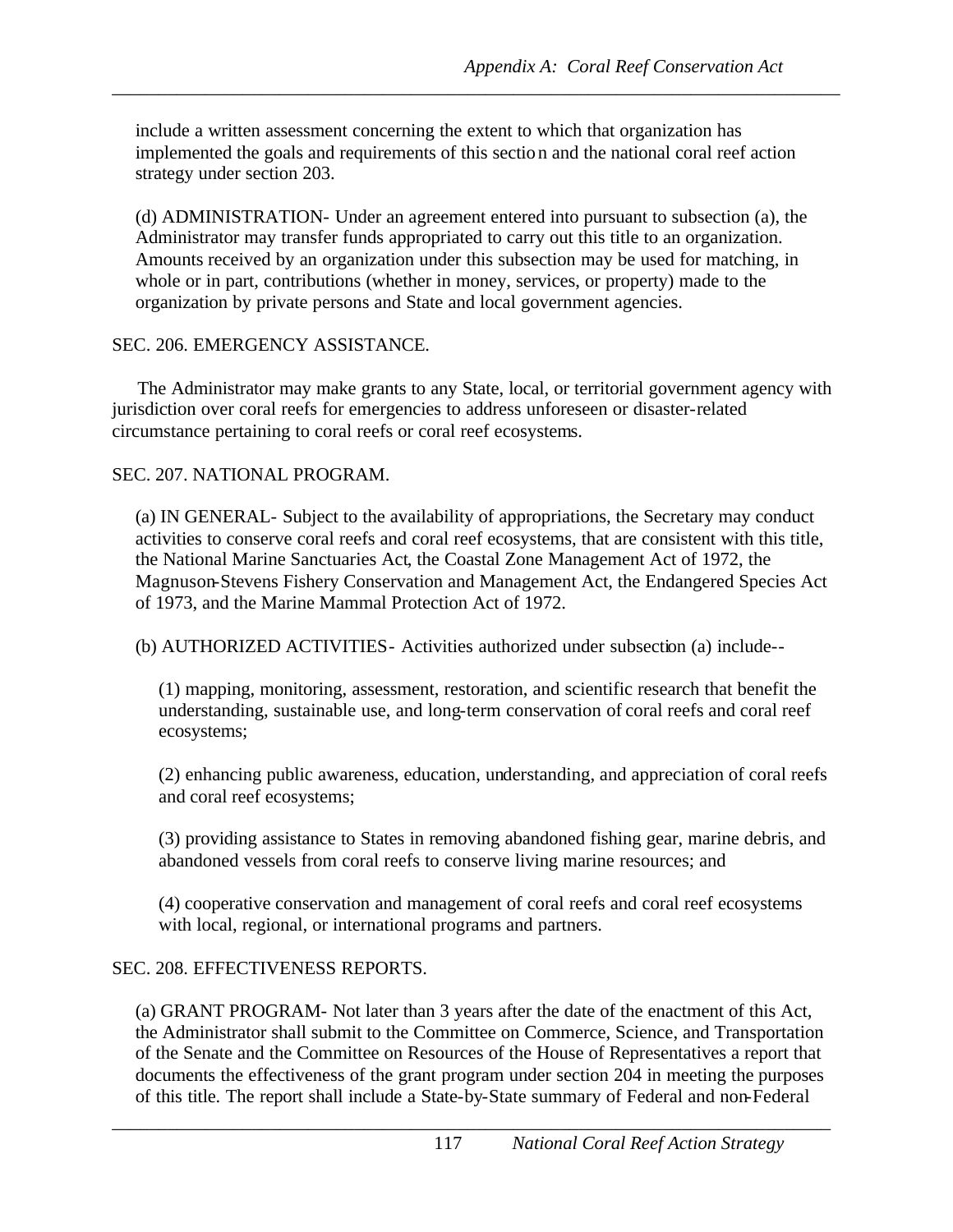include a written assessment concerning the extent to which that organization has implemented the goals and requirements of this section and the national coral reef action strategy under section 203.

(d) ADMINISTRATION- Under an agreement entered into pursuant to subsection (a), the Administrator may transfer funds appropriated to carry out this title to an organization. Amounts received by an organization under this subsection may be used for matching, in whole or in part, contributions (whether in money, services, or property) made to the organization by private persons and State and local government agencies.

SEC. 206. EMERGENCY ASSISTANCE.

The Administrator may make grants to any State, local, or territorial government agency with jurisdiction over coral reefs for emergencies to address unforeseen or disaster-related circumstance pertaining to coral reefs or coral reef ecosystems.

SEC. 207. NATIONAL PROGRAM.

(a) IN GENERAL- Subject to the availability of appropriations, the Secretary may conduct activities to conserve coral reefs and coral reef ecosystems, that are consistent with this title, the National Marine Sanctuaries Act, the Coastal Zone Management Act of 1972, the Magnuson-Stevens Fishery Conservation and Management Act, the Endangered Species Act of 1973, and the Marine Mammal Protection Act of 1972.

(b) AUTHORIZED ACTIVITIES- Activities authorized under subsection (a) include--

(1) mapping, monitoring, assessment, restoration, and scientific research that benefit the understanding, sustainable use, and long-term conservation of coral reefs and coral reef ecosystems;

(2) enhancing public awareness, education, understanding, and appreciation of coral reefs and coral reef ecosystems;

(3) providing assistance to States in removing abandoned fishing gear, marine debris, and abandoned vessels from coral reefs to conserve living marine resources; and

(4) cooperative conservation and management of coral reefs and coral reef ecosystems with local, regional, or international programs and partners.

SEC. 208. EFFECTIVENESS REPORTS.

(a) GRANT PROGRAM- Not later than 3 years after the date of the enactment of this Act, the Administrator shall submit to the Committee on Commerce, Science, and Transportation of the Senate and the Committee on Resources of the House of Representatives a report that documents the effectiveness of the grant program under section 204 in meeting the purposes of this title. The report shall include a State-by-State summary of Federal and non-Federal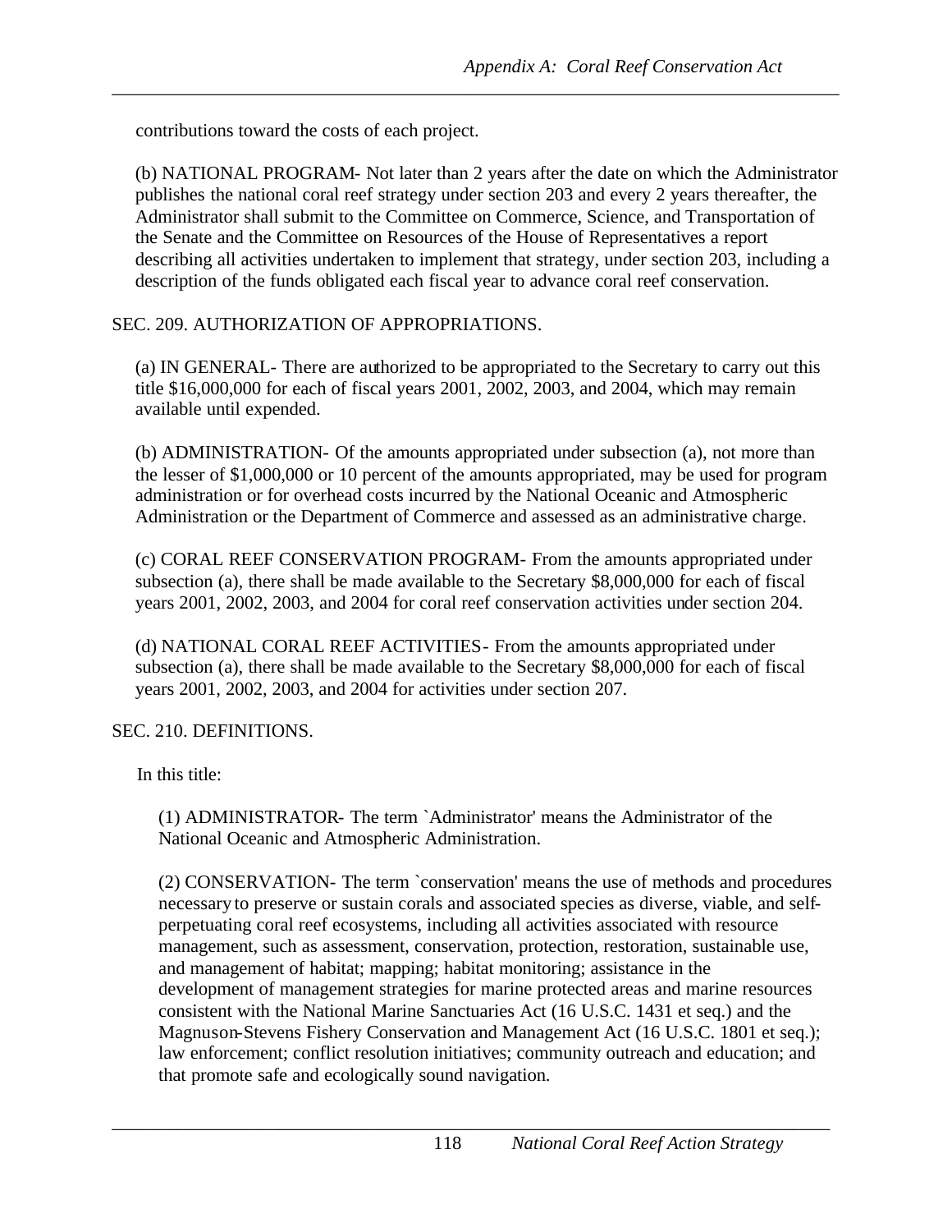contributions toward the costs of each project.

(b) NATIONAL PROGRAM- Not later than 2 years after the date on which the Administrator publishes the national coral reef strategy under section 203 and every 2 years thereafter, the Administrator shall submit to the Committee on Commerce, Science, and Transportation of the Senate and the Committee on Resources of the House of Representatives a report describing all activities undertaken to implement that strategy, under section 203, including a description of the funds obligated each fiscal year to advance coral reef conservation.

SEC. 209. AUTHORIZATION OF APPROPRIATIONS.

(a) IN GENERAL- There are authorized to be appropriated to the Secretary to carry out this title $16,000,000 for each of fiscal years 2001, 2002, 2003, and 2004, which may remain available until expended.

(b) ADMINISTRATION- Of the amounts appropriated under subsection (a), not more than the lesser of $1,000,000 or 10 percent of the amounts appropriated, may be used for program administration or for overhead costs incurred by the National Oceanic and Atmospheric Administration or the Department of Commerce and assessed as an administrative charge.

(c) CORAL REEF CONSERVATION PROGRAM- From the amounts appropriated under subsection (a), there shall be made available to the Secretary $8,000,000 for each of fiscal years 2001, 2002, 2003, and 2004 for coral reef conservation activities under section 204.

(d) NATIONAL CORAL REEF ACTIVITIES- From the amounts appropriated under subsection (a), there shall be made available to the Secretary $8,000,000 for each of fiscal years 2001, 2002, 2003, and 2004 for activities under section 207.

SEC. 210. DEFINITIONS.

In this title:

(1) ADMINISTRATOR- The term `Administrator' means the Administrator of the National Oceanic and Atmospheric Administration.

(2) CONSERVATION- The term `conservation' means the use of methods and procedures necessary to preserve or sustain corals and associated species as diverse, viable, and self-perpetuating coral reef ecosystems, including all activities associated with resource management, such as assessment, conservation, protection, restoration, sustainable use, and management of habitat; mapping; habitat monitoring; assistance in the development of management strategies for marine protected areas and marine resources consistent with the National Marine Sanctuaries Act (16 U.S.C. 1431 et seq.) and the Magnuson-Stevens Fishery Conservation and Management Act (16 U.S.C. 1801 et seq.); law enforcement; conflict resolution initiatives; community outreach and education; and that promote safe and ecologically sound navigation.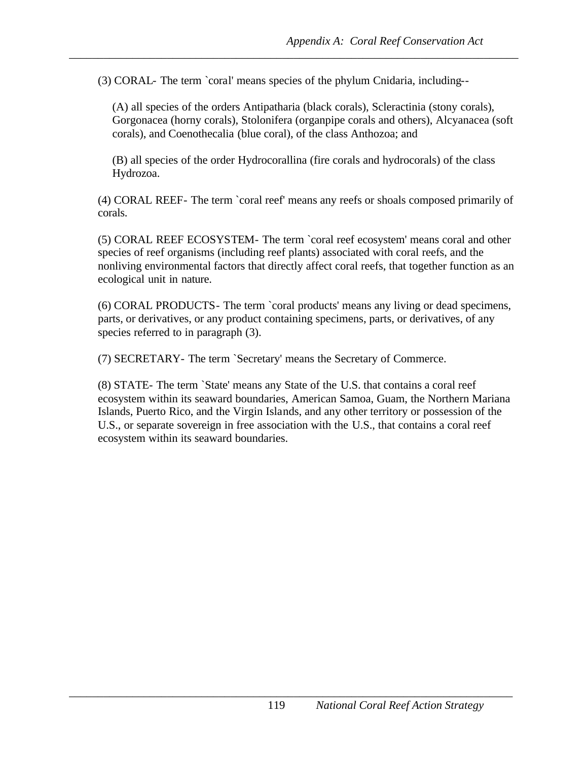(3) CORAL- The term `coral' means species of the phylum Cnidaria, including--

(A) all species of the orders Antipatharia (black corals), Scleractinia (stony corals), Gorgonacea (horny corals), Stolonifera (organpipe corals and others), Alcyanacea (soft corals), and Coenothecalia (blue coral), of the class Anthozoa; and

(B) all species of the order Hydrocorallina (fire corals and hydrocorals) of the class Hydrozoa.

(4) CORAL REEF- The term `coral reef' means any reefs or shoals composed primarily of corals.

(5) CORAL REEF ECOSYSTEM- The term `coral reef ecosystem' means coral and other species of reef organisms (including reef plants) associated with coral reefs, and the nonliving environmental factors that directly affect coral reefs, that together function as an ecological unit in nature.

(6) CORAL PRODUCTS- The term `coral products' means any living or dead specimens, parts, or derivatives, or any product containing specimens, parts, or derivatives, of any species referred to in paragraph (3).

(7) SECRETARY- The term `Secretary' means the Secretary of Commerce.

(8) STATE- The term `State' means any State of the U.S. that contains a coral reef ecosystem within its seaward boundaries, American Samoa, Guam, the Northern Mariana Islands, Puerto Rico, and the Virgin Islands, and any other territory or possession of the U.S., or separate sovereign in free association with the U.S., that contains a coral reef ecosystem within its seaward boundaries.